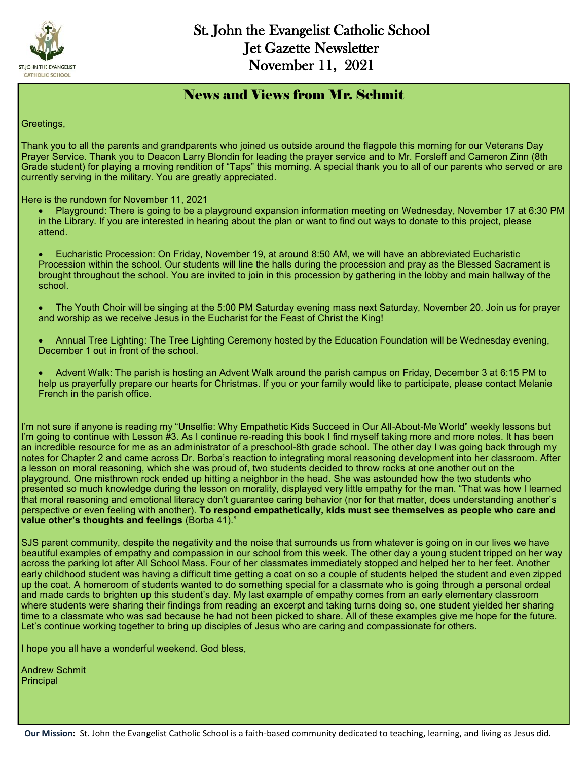# St. John the Evangelist Catholic School
# Jet Gazette Newsletter
# November 11, 2021

## News and Views from Mr. Schmit

Greetings,

Thank you to all the parents and grandparents who joined us outside around the flagpole this morning for our Veterans Day Prayer Service. Thank you to Deacon Larry Blondin for leading the prayer service and to Mr. Forsleff and Cameron Zinn (8th Grade student) for playing a moving rendition of "Taps" this morning. A special thank you to all of our parents who served or are currently serving in the military. You are greatly appreciated.

Here is the rundown for November 11, 2021

- Playground: There is going to be a playground expansion information meeting on Wednesday, November 17 at 6:30 PM in the Library. If you are interested in hearing about the plan or want to find out ways to donate to this project, please attend.

- Eucharistic Procession: On Friday, November 19, at around 8:50 AM, we will have an abbreviated Eucharistic Procession within the school. Our students will line the halls during the procession and pray as the Blessed Sacrament is brought throughout the school. You are invited to join in this procession by gathering in the lobby and main hallway of the school.

- The Youth Choir will be singing at the 5:00 PM Saturday evening mass next Saturday, November 20. Join us for prayer and worship as we receive Jesus in the Eucharist for the Feast of Christ the King!

- Annual Tree Lighting: The Tree Lighting Ceremony hosted by the Education Foundation will be Wednesday evening, December 1 out in front of the school.

- Advent Walk: The parish is hosting an Advent Walk around the parish campus on Friday, December 3 at 6:15 PM to help us prayerfully prepare our hearts for Christmas. If you or your family would like to participate, please contact Melanie French in the parish office.

I'm not sure if anyone is reading my "Unselfie: Why Empathetic Kids Succeed in Our All-About-Me World" weekly lessons but I'm going to continue with Lesson #3. As I continue re-reading this book I find myself taking more and more notes. It has been an incredible resource for me as an administrator of a preschool-8th grade school. The other day I was going back through my notes for Chapter 2 and came across Dr. Borba's reaction to integrating moral reasoning development into her classroom. After a lesson on moral reasoning, which she was proud of, two students decided to throw rocks at one another out on the playground. One misthrown rock ended up hitting a neighbor in the head. She was astounded how the two students who presented so much knowledge during the lesson on morality, displayed very little empathy for the man. "That was how I learned that moral reasoning and emotional literacy don't guarantee caring behavior (nor for that matter, does understanding another's perspective or even feeling with another). **To respond empathetically, kids must see themselves as people who care and value other's thoughts and feelings** (Borba 41)."

SJS parent community, despite the negativity and the noise that surrounds us from whatever is going on in our lives we have beautiful examples of empathy and compassion in our school from this week. The other day a young student tripped on her way across the parking lot after All School Mass. Four of her classmates immediately stopped and helped her to her feet. Another early childhood student was having a difficult time getting a coat on so a couple of students helped the student and even zipped up the coat. A homeroom of students wanted to do something special for a classmate who is going through a personal ordeal and made cards to brighten up this student's day. My last example of empathy comes from an early elementary classroom where students were sharing their findings from reading an excerpt and taking turns doing so, one student yielded her sharing time to a classmate who was sad because he had not been picked to share. All of these examples give me hope for the future. Let's continue working together to bring up disciples of Jesus who are caring and compassionate for others.

I hope you all have a wonderful weekend. God bless,

Andrew Schmit
Principal

**Our Mission:** St. John the Evangelist Catholic School is a faith-based community dedicated to teaching, learning, and living as Jesus did.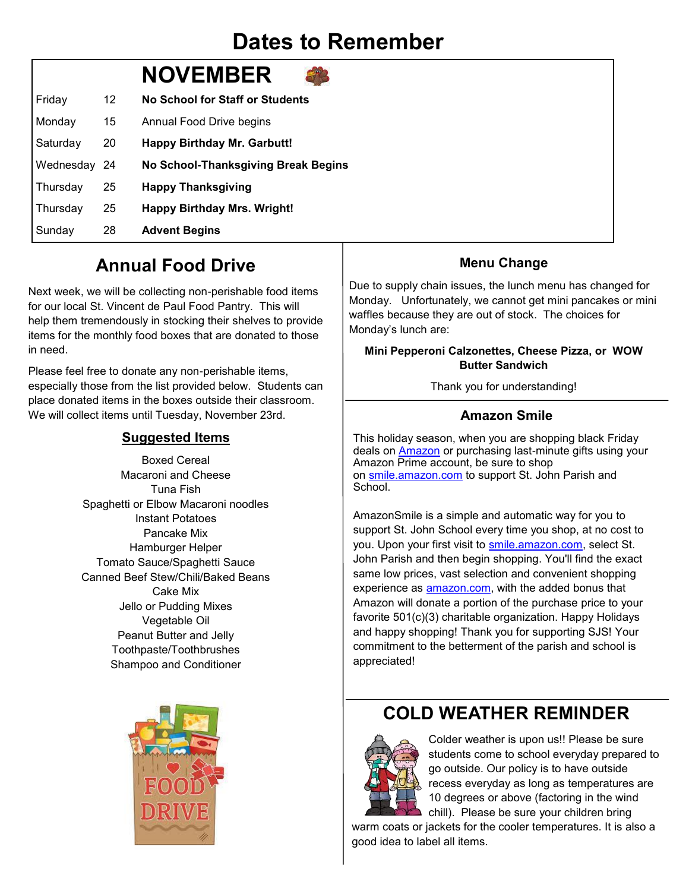# Dates to Remember

## NOVEMBER

| | | |
|---|---|---|
| Friday | 12 | **No School for Staff or Students** |
| Monday | 15 | Annual Food Drive begins |
| Saturday | 20 | **Happy Birthday Mr. Garbutt!** |
| Wednesday | 24 | **No School-Thanksgiving Break Begins** |
| Thursday | 25 | **Happy Thanksgiving** |
| Thursday | 25 | **Happy Birthday Mrs. Wright!** |
| Sunday | 28 | **Advent Begins** |

## Annual Food Drive

Next week, we will be collecting non-perishable food items for our local St. Vincent de Paul Food Pantry. This will help them tremendously in stocking their shelves to provide items for the monthly food boxes that are donated to those in need.

Please feel free to donate any non-perishable items, especially those from the list provided below. Students can place donated items in the boxes outside their classroom. We will collect items until Tuesday, November 23rd.

### Suggested Items

Boxed Cereal
Macaroni and Cheese
Tuna Fish
Spaghetti or Elbow Macaroni noodles
Instant Potatoes
Pancake Mix
Hamburger Helper
Tomato Sauce/Spaghetti Sauce
Canned Beef Stew/Chili/Baked Beans
Cake Mix
Jello or Pudding Mixes
Vegetable Oil
Peanut Butter and Jelly
Toothpaste/Toothbrushes
Shampoo and Conditioner

### Menu Change

Due to supply chain issues, the lunch menu has changed for Monday. Unfortunately, we cannot get mini pancakes or mini waffles because they are out of stock. The choices for Monday's lunch are:

**Mini Pepperoni Calzonettes, Cheese Pizza, or WOW Butter Sandwich**

Thank you for understanding!

### Amazon Smile

This holiday season, when you are shopping black Friday deals on Amazon or purchasing last-minute gifts using your Amazon Prime account, be sure to shop on smile.amazon.com to support St. John Parish and School.

AmazonSmile is a simple and automatic way for you to support St. John School every time you shop, at no cost to you. Upon your first visit to smile.amazon.com, select St. John Parish and then begin shopping. You'll find the exact same low prices, vast selection and convenient shopping experience as amazon.com, with the added bonus that Amazon will donate a portion of the purchase price to your favorite 501(c)(3) charitable organization. Happy Holidays and happy shopping! Thank you for supporting SJS! Your commitment to the betterment of the parish and school is appreciated!

## COLD WEATHER REMINDER

Colder weather is upon us!! Please be sure students come to school everyday prepared to go outside. Our policy is to have outside recess everyday as long as temperatures are 10 degrees or above (factoring in the wind chill). Please be sure your children bring warm coats or jackets for the cooler temperatures. It is also a good idea to label all items.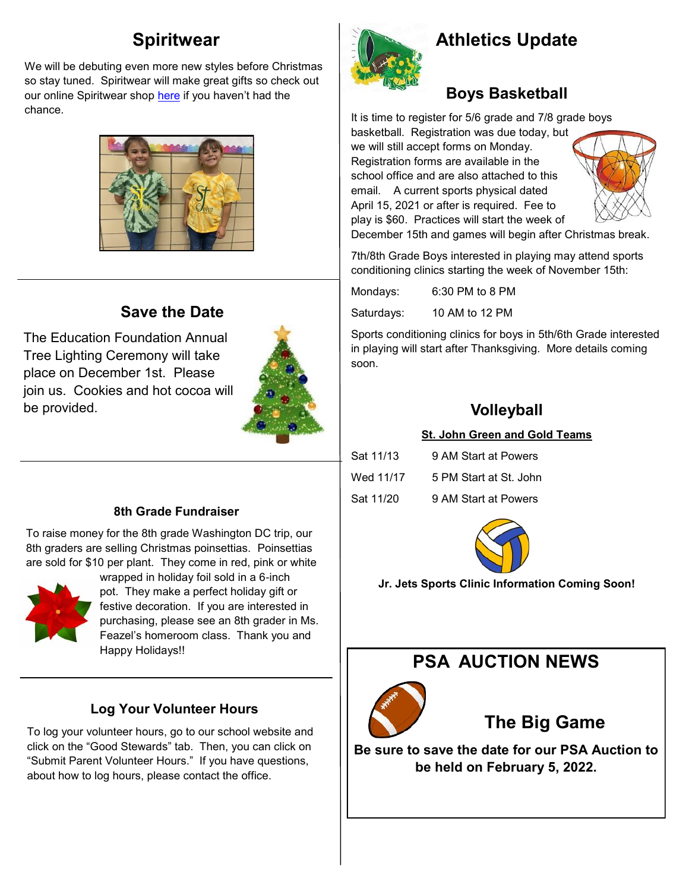## Spiritwear

We will be debuting even more new styles before Christmas so stay tuned. Spiritwear will make great gifts so check out our online Spiritwear shop here if you haven't had the chance.

## Save the Date

The Education Foundation Annual Tree Lighting Ceremony will take place on December 1st. Please join us. Cookies and hot cocoa will be provided.

### 8th Grade Fundraiser

To raise money for the 8th grade Washington DC trip, our 8th graders are selling Christmas poinsettias. Poinsettias are sold for $10 per plant. They come in red, pink or white wrapped in holiday foil sold in a 6-inch pot. They make a perfect holiday gift or festive decoration. If you are interested in purchasing, please see an 8th grader in Ms. Feazel's homeroom class. Thank you and Happy Holidays!!

### Log Your Volunteer Hours

To log your volunteer hours, go to our school website and click on the "Good Stewards" tab. Then, you can click on "Submit Parent Volunteer Hours." If you have questions, about how to log hours, please contact the office.

## Athletics Update

### Boys Basketball

It is time to register for 5/6 grade and 7/8 grade boys basketball. Registration was due today, but we will still accept forms on Monday. Registration forms are available in the school office and are also attached to this email. A current sports physical dated April 15, 2021 or after is required. Fee to play is $60. Practices will start the week of December 15th and games will begin after Christmas break.

7th/8th Grade Boys interested in playing may attend sports conditioning clinics starting the week of November 15th:

| | |
|---|---|
| Mondays: | 6:30 PM to 8 PM |
| Saturdays: | 10 AM to 12 PM |

Sports conditioning clinics for boys in 5th/6th Grade interested in playing will start after Thanksgiving. More details coming soon.

### Volleyball

**St. John Green and Gold Teams**

| | |
|---|---|
| Sat 11/13 | 9 AM Start at Powers |
| Wed 11/17 | 5 PM Start at St. John |
| Sat 11/20 | 9 AM Start at Powers |

**Jr. Jets Sports Clinic Information Coming Soon!**

## PSA AUCTION NEWS

### The Big Game

**Be sure to save the date for our PSA Auction to be held on February 5, 2022.**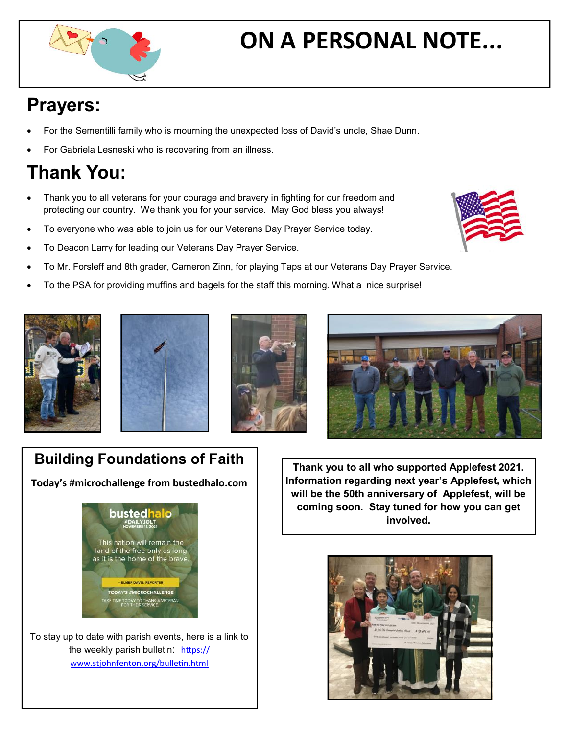# ON A PERSONAL NOTE...

## Prayers:

- For the Sementilli family who is mourning the unexpected loss of David's uncle, Shae Dunn.
- For Gabriela Lesneski who is recovering from an illness.

## Thank You:

- Thank you to all veterans for your courage and bravery in fighting for our freedom and protecting our country. We thank you for your service. May God bless you always!
- To everyone who was able to join us for our Veterans Day Prayer Service today.
- To Deacon Larry for leading our Veterans Day Prayer Service.
- To Mr. Forsleff and 8th grader, Cameron Zinn, for playing Taps at our Veterans Day Prayer Service.
- To the PSA for providing muffins and bagels for the staff this morning. What a nice surprise!

## Building Foundations of Faith

**Today's #microchallenge from bustedhalo.com**

bustedhalo
#DAILYJOLT
NOVEMBER 11, 2021

This nation will remain the land of the free only as long as it is the home of the brave.

– ELMER DAVIS, REPORTER

TODAY'S #MICROCHALLENGE
TAKE TIME TODAY TO THANK A VETERAN FOR THEIR SERVICE.

To stay up to date with parish events, here is a link to the weekly parish bulletin: https://www.stjohnfenton.org/bulletin.html

**Thank you to all who supported Applefest 2021. Information regarding next year's Applefest, which will be the 50th anniversary of Applefest, will be coming soon. Stay tuned for how you can get involved.**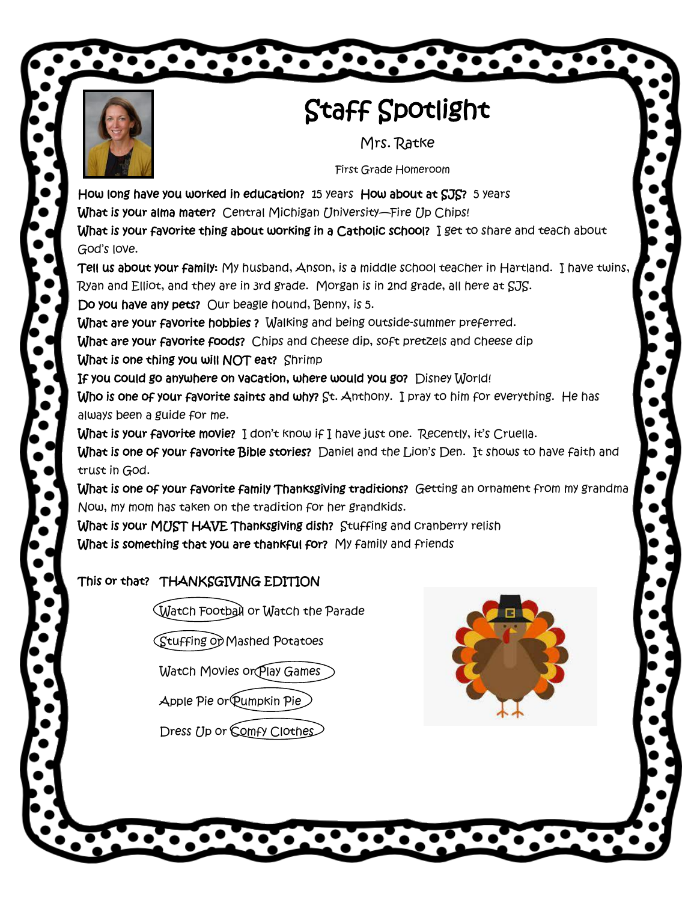# Staff Spotlight

Mrs. Ratke

First Grade Homeroom

**How long have you worked in education?** 15 years **How about at SJS?** 5 years

**What is your alma mater?** Central Michigan University—Fire Up Chips!

**What is your favorite thing about working in a Catholic school?** I get to share and teach about God's love.

**Tell us about your family:** My husband, Anson, is a middle school teacher in Hartland. I have twins, Ryan and Elliot, and they are in 3rd grade. Morgan is in 2nd grade, all here at SJS.

**Do you have any pets?** Our beagle hound, Benny, is 5.

**What are your favorite hobbies ?** Walking and being outside-summer preferred.

**What are your favorite foods?** Chips and cheese dip, soft pretzels and cheese dip

**What is one thing you will NOT eat?** Shrimp

**If you could go anywhere on vacation, where would you go?** Disney World!

**Who is one of your favorite saints and why?** St. Anthony. I pray to him for everything. He has always been a guide for me.

**What is your favorite movie?** I don't know if I have just one. Recently, it's Cruella.

**What is one of your favorite Bible stories?** Daniel and the Lion's Den. It shows to have faith and trust in God.

**What is one of your favorite family Thanksgiving traditions?** Getting an ornament from my grandma Now, my mom has taken on the tradition for her grandkids.

**What is your MUST HAVE Thanksgiving dish?** Stuffing and cranberry relish

**What is something that you are thankful for?** My family and friends

This or that? THANKSGIVING EDITION

- **(Watch Football)** or Watch the Parade
- **(Stuffing)** or Mashed Potatoes
- Watch Movies or **(Play Games)**
- Apple Pie or **(Pumpkin Pie)**
- Dress Up or **(Comfy Clothes)**